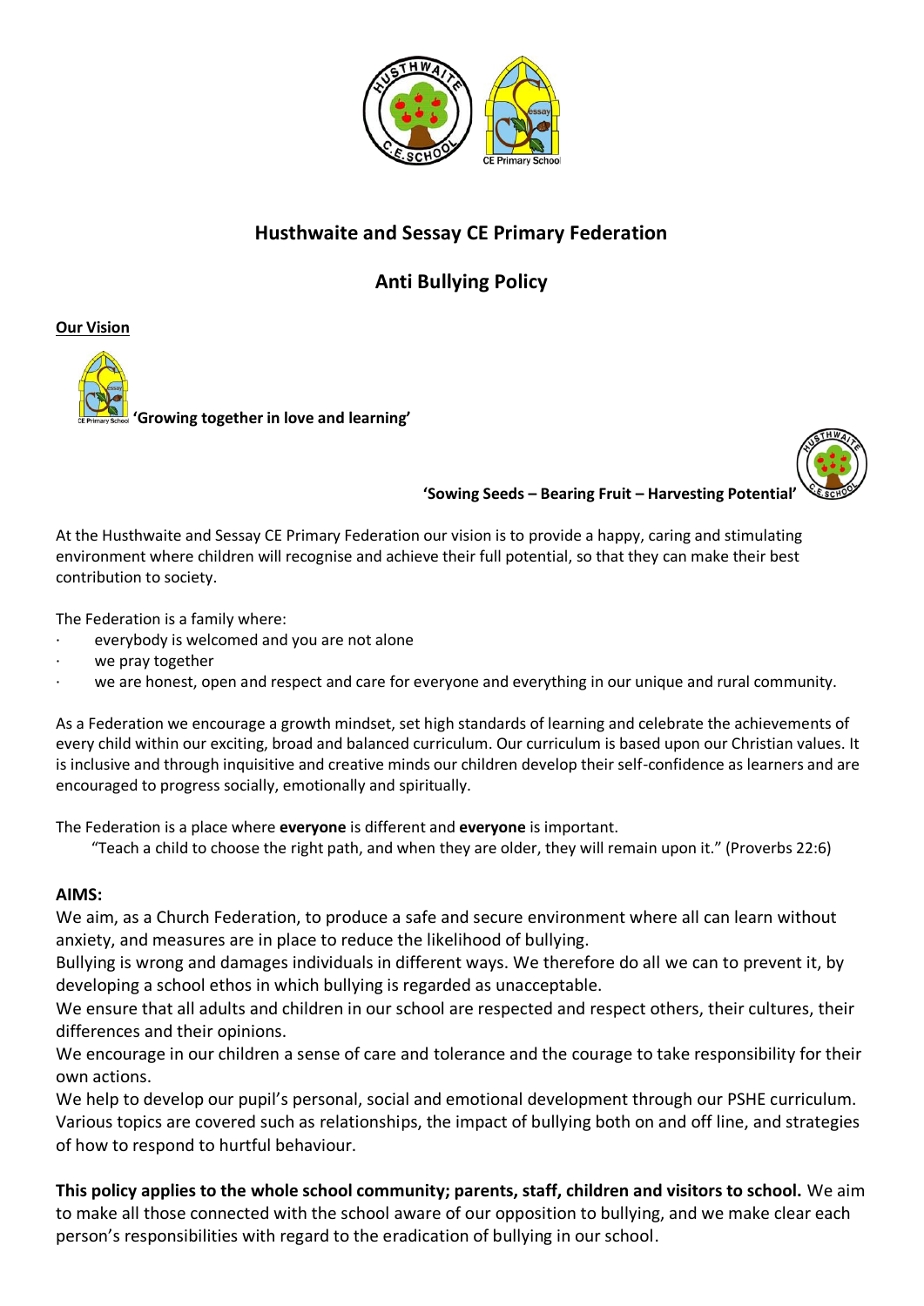## Husthwaite and Sessay CE Primary Federation

## Anti Bullying Policy

**Our Vision**

**'Growing together in love and learning'**

**'Sowing Seeds – Bearing Fruit – Harvesting Potential'**

At the Husthwaite and Sessay CE Primary Federation our vision is to provide a happy, caring and stimulating environment where children will recognise and achieve their full potential, so that they can make their best contribution to society.

The Federation is a family where:

- everybody is welcomed and you are not alone
- we pray together
- we are honest, open and respect and care for everyone and everything in our unique and rural community.

As a Federation we encourage a growth mindset, set high standards of learning and celebrate the achievements of every child within our exciting, broad and balanced curriculum. Our curriculum is based upon our Christian values. It is inclusive and through inquisitive and creative minds our children develop their self-confidence as learners and are encouraged to progress socially, emotionally and spiritually.

The Federation is a place where **everyone** is different and **everyone** is important.

"Teach a child to choose the right path, and when they are older, they will remain upon it." (Proverbs 22:6)

**AIMS:**

We aim, as a Church Federation, to produce a safe and secure environment where all can learn without anxiety, and measures are in place to reduce the likelihood of bullying.

Bullying is wrong and damages individuals in different ways. We therefore do all we can to prevent it, by developing a school ethos in which bullying is regarded as unacceptable.

We ensure that all adults and children in our school are respected and respect others, their cultures, their differences and their opinions.

We encourage in our children a sense of care and tolerance and the courage to take responsibility for their own actions.

We help to develop our pupil's personal, social and emotional development through our PSHE curriculum. Various topics are covered such as relationships, the impact of bullying both on and off line, and strategies of how to respond to hurtful behaviour.

**This policy applies to the whole school community; parents, staff, children and visitors to school.** We aim to make all those connected with the school aware of our opposition to bullying, and we make clear each person's responsibilities with regard to the eradication of bullying in our school.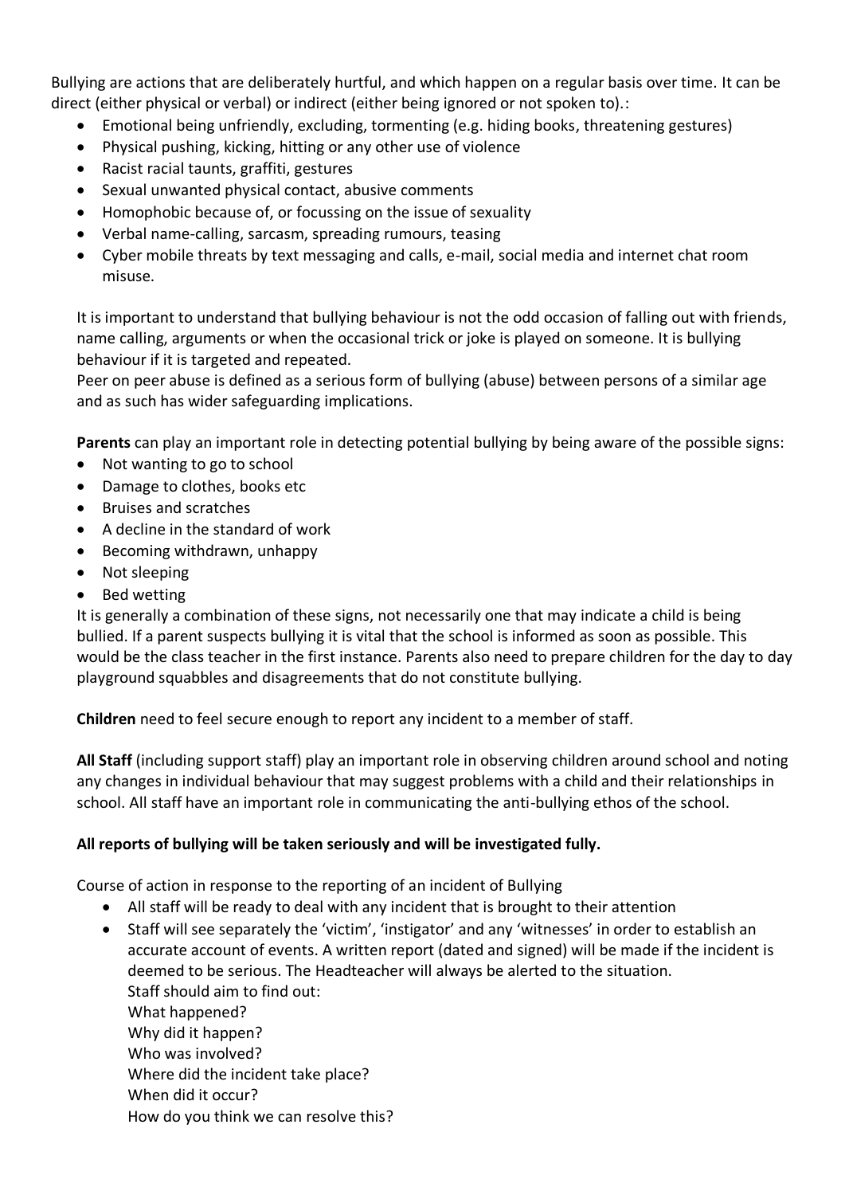Bullying are actions that are deliberately hurtful, and which happen on a regular basis over time. It can be direct (either physical or verbal) or indirect (either being ignored or not spoken to).:

- Emotional being unfriendly, excluding, tormenting (e.g. hiding books, threatening gestures)
- Physical pushing, kicking, hitting or any other use of violence
- Racist racial taunts, graffiti, gestures
- Sexual unwanted physical contact, abusive comments
- Homophobic because of, or focussing on the issue of sexuality
- Verbal name-calling, sarcasm, spreading rumours, teasing
- Cyber mobile threats by text messaging and calls, e-mail, social media and internet chat room misuse.

It is important to understand that bullying behaviour is not the odd occasion of falling out with friends, name calling, arguments or when the occasional trick or joke is played on someone. It is bullying behaviour if it is targeted and repeated.
Peer on peer abuse is defined as a serious form of bullying (abuse) between persons of a similar age and as such has wider safeguarding implications.

**Parents** can play an important role in detecting potential bullying by being aware of the possible signs:

- Not wanting to go to school
- Damage to clothes, books etc
- Bruises and scratches
- A decline in the standard of work
- Becoming withdrawn, unhappy
- Not sleeping
- Bed wetting

It is generally a combination of these signs, not necessarily one that may indicate a child is being bullied. If a parent suspects bullying it is vital that the school is informed as soon as possible. This would be the class teacher in the first instance. Parents also need to prepare children for the day to day playground squabbles and disagreements that do not constitute bullying.

**Children** need to feel secure enough to report any incident to a member of staff.

**All Staff** (including support staff) play an important role in observing children around school and noting any changes in individual behaviour that may suggest problems with a child and their relationships in school. All staff have an important role in communicating the anti-bullying ethos of the school.

**All reports of bullying will be taken seriously and will be investigated fully.**

Course of action in response to the reporting of an incident of Bullying

- All staff will be ready to deal with any incident that is brought to their attention
- Staff will see separately the 'victim', 'instigator' and any 'witnesses' in order to establish an accurate account of events. A written report (dated and signed) will be made if the incident is deemed to be serious. The Headteacher will always be alerted to the situation.
  Staff should aim to find out:
  What happened?
  Why did it happen?
  Who was involved?
  Where did the incident take place?
  When did it occur?
  How do you think we can resolve this?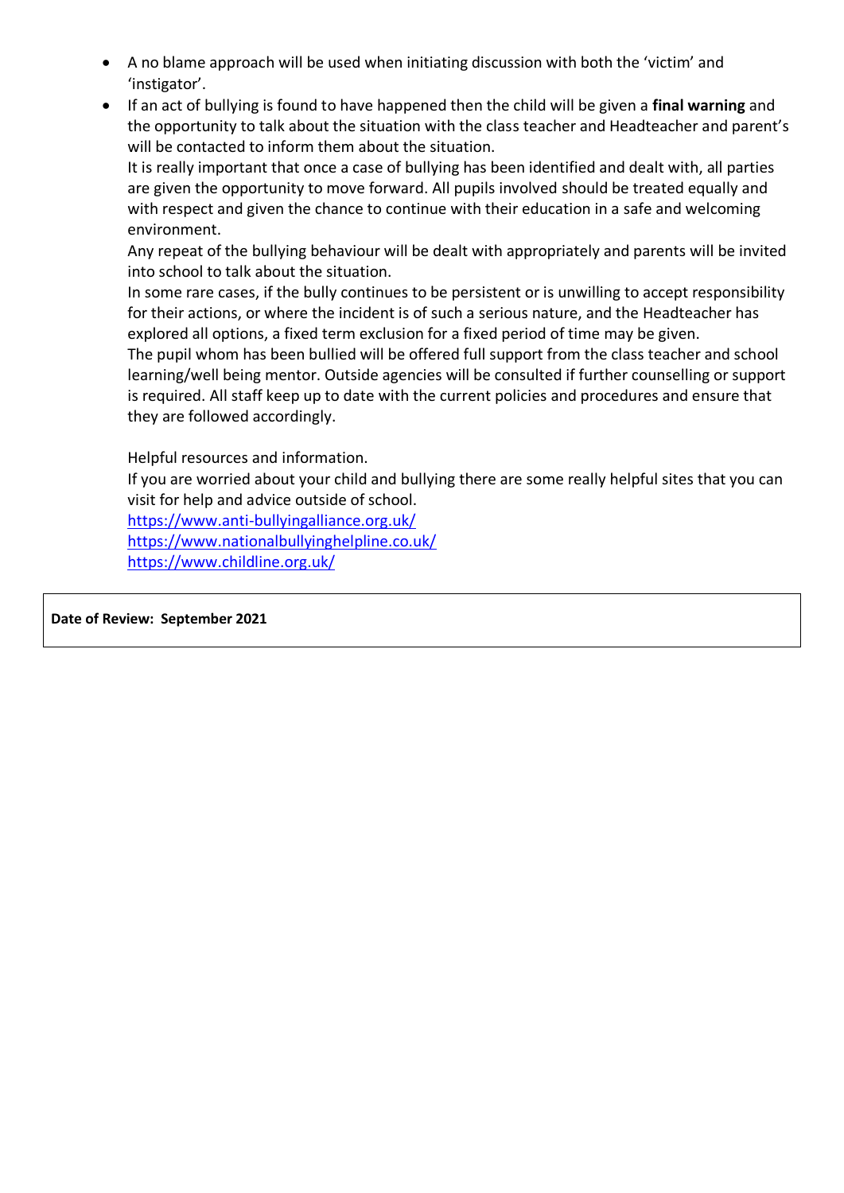- A no blame approach will be used when initiating discussion with both the 'victim' and 'instigator'.
- If an act of bullying is found to have happened then the child will be given a **final warning** and the opportunity to talk about the situation with the class teacher and Headteacher and parent's will be contacted to inform them about the situation.

  It is really important that once a case of bullying has been identified and dealt with, all parties are given the opportunity to move forward. All pupils involved should be treated equally and with respect and given the chance to continue with their education in a safe and welcoming environment.

  Any repeat of the bullying behaviour will be dealt with appropriately and parents will be invited into school to talk about the situation.

  In some rare cases, if the bully continues to be persistent or is unwilling to accept responsibility for their actions, or where the incident is of such a serious nature, and the Headteacher has explored all options, a fixed term exclusion for a fixed period of time may be given.

  The pupil whom has been bullied will be offered full support from the class teacher and school learning/well being mentor. Outside agencies will be consulted if further counselling or support is required. All staff keep up to date with the current policies and procedures and ensure that they are followed accordingly.

  Helpful resources and information.

  If you are worried about your child and bullying there are some really helpful sites that you can visit for help and advice outside of school.

  https://www.anti-bullyingalliance.org.uk/
  https://www.nationalbullyinghelpline.co.uk/
  https://www.childline.org.uk/

**Date of Review: September 2021**